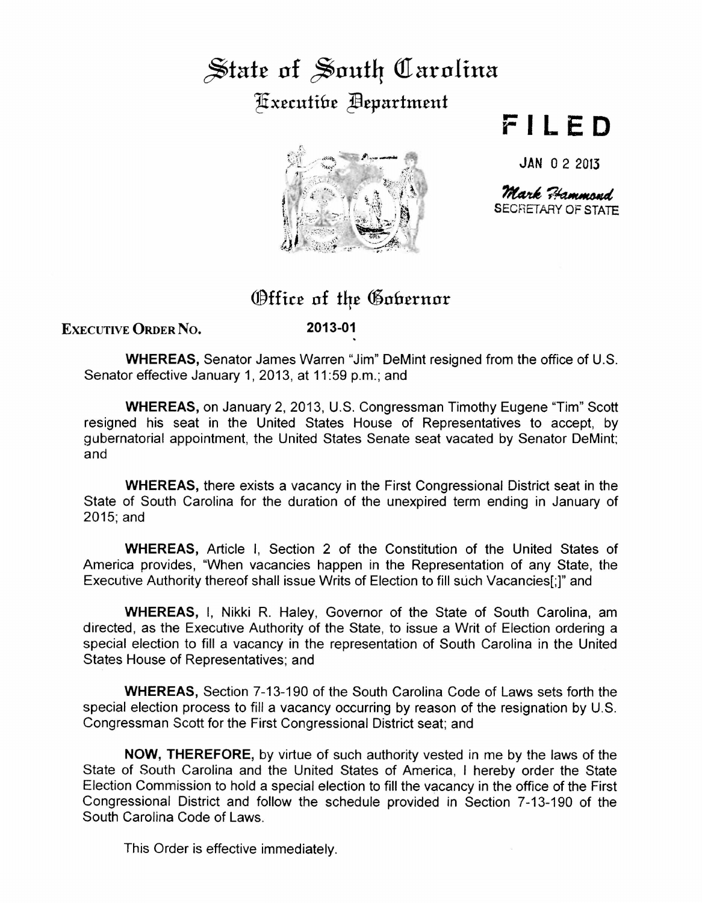# State of South Carolina

## Executive Department

**FILED**

JAN 0 2 2013

*Mark Hammond*
SECRETARY OF STATE

## Office of the Governor

**EXECUTIVE ORDER NO.** **2013-01**

**WHEREAS,** Senator James Warren "Jim" DeMint resigned from the office of U.S. Senator effective January 1, 2013, at 11:59 p.m.; and

**WHEREAS,** on January 2, 2013, U.S. Congressman Timothy Eugene "Tim" Scott resigned his seat in the United States House of Representatives to accept, by gubernatorial appointment, the United States Senate seat vacated by Senator DeMint; and

**WHEREAS,** there exists a vacancy in the First Congressional District seat in the State of South Carolina for the duration of the unexpired term ending in January of 2015; and

**WHEREAS,** Article I, Section 2 of the Constitution of the United States of America provides, "When vacancies happen in the Representation of any State, the Executive Authority thereof shall issue Writs of Election to fill such Vacancies[;]" and

**WHEREAS,** I, Nikki R. Haley, Governor of the State of South Carolina, am directed, as the Executive Authority of the State, to issue a Writ of Election ordering a special election to fill a vacancy in the representation of South Carolina in the United States House of Representatives; and

**WHEREAS,** Section 7-13-190 of the South Carolina Code of Laws sets forth the special election process to fill a vacancy occurring by reason of the resignation by U.S. Congressman Scott for the First Congressional District seat; and

**NOW, THEREFORE,** by virtue of such authority vested in me by the laws of the State of South Carolina and the United States of America, I hereby order the State Election Commission to hold a special election to fill the vacancy in the office of the First Congressional District and follow the schedule provided in Section 7-13-190 of the South Carolina Code of Laws.

This Order is effective immediately.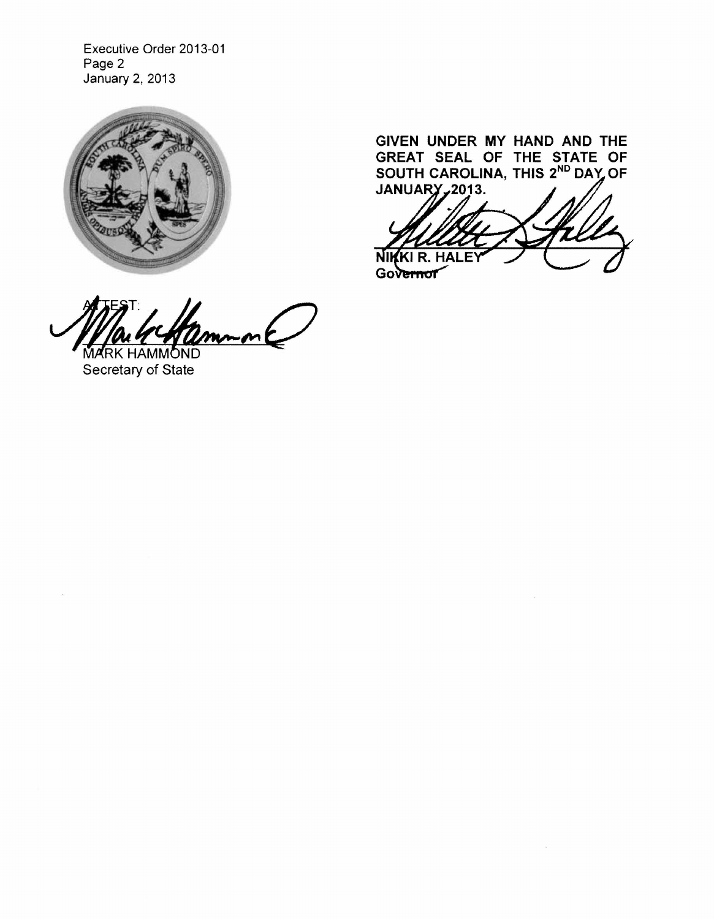GIVEN UNDER MY HAND AND THE GREAT SEAL OF THE STATE OF SOUTH CAROLINA, THIS 2ND DAY OF JANUARY, 2013.

NIKKI R. HALEY
Governor

ATTEST:

MARK HAMMOND
Secretary of State